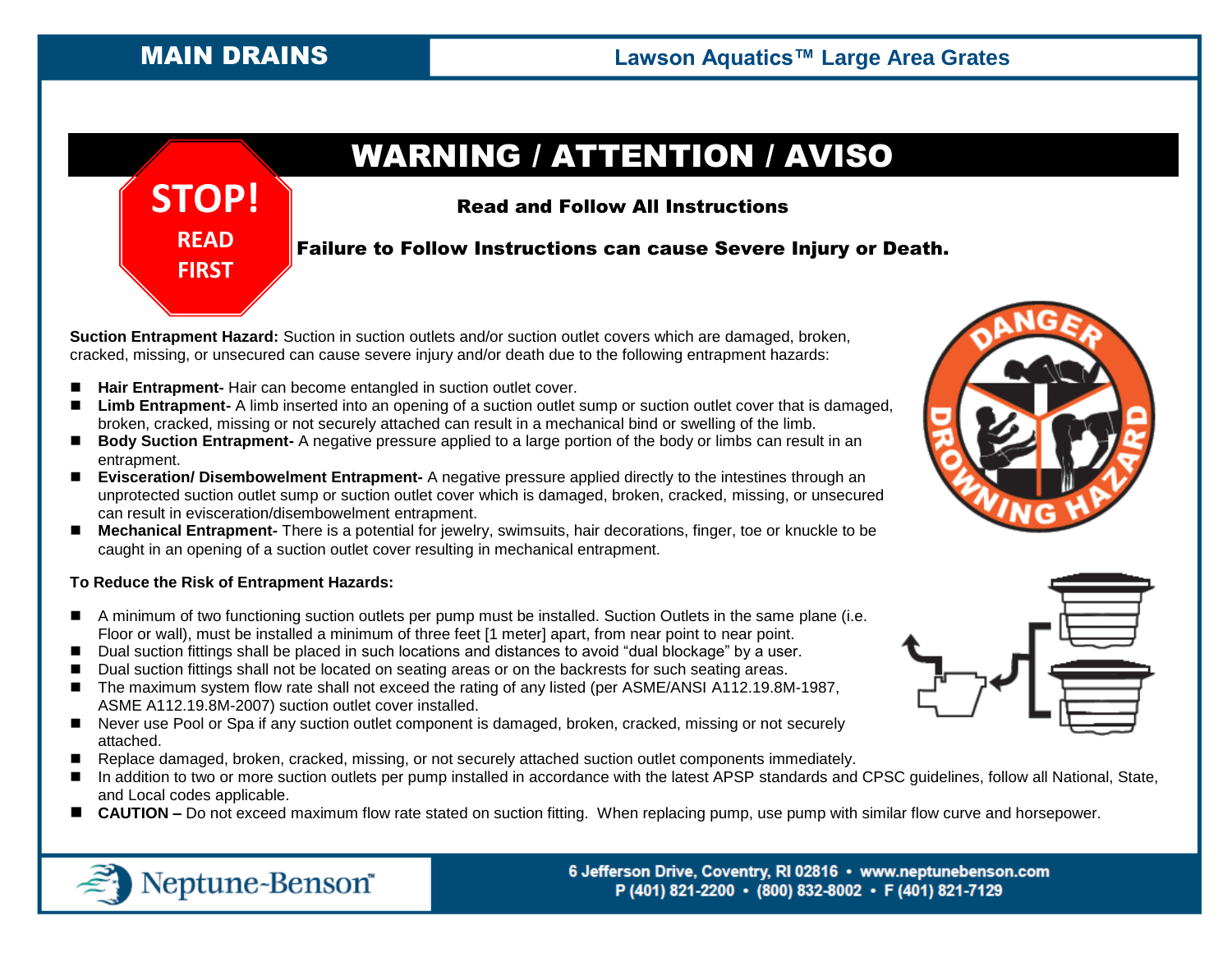MAIN DRAINS

Lawson Aquatics™ Large Area Grates

# WARNING / ATTENTION / AVISO

**STOP! READ FIRST**

**Read and Follow All Instructions**

**Failure to Follow Instructions can cause Severe Injury or Death.**

**Suction Entrapment Hazard:** Suction in suction outlets and/or suction outlet covers which are damaged, broken, cracked, missing, or unsecured can cause severe injury and/or death due to the following entrapment hazards:

- **Hair Entrapment-** Hair can become entangled in suction outlet cover.
- **Limb Entrapment-** A limb inserted into an opening of a suction outlet sump or suction outlet cover that is damaged, broken, cracked, missing or not securely attached can result in a mechanical bind or swelling of the limb.
- **Body Suction Entrapment-** A negative pressure applied to a large portion of the body or limbs can result in an entrapment.
- **Evisceration/ Disembowelment Entrapment-** A negative pressure applied directly to the intestines through an unprotected suction outlet sump or suction outlet cover which is damaged, broken, cracked, missing, or unsecured can result in evisceration/disembowelment entrapment.
- **Mechanical Entrapment-** There is a potential for jewelry, swimsuits, hair decorations, finger, toe or knuckle to be caught in an opening of a suction outlet cover resulting in mechanical entrapment.

**To Reduce the Risk of Entrapment Hazards:**

- A minimum of two functioning suction outlets per pump must be installed. Suction Outlets in the same plane (i.e. Floor or wall), must be installed a minimum of three feet [1 meter] apart, from near point to near point.
- Dual suction fittings shall be placed in such locations and distances to avoid "dual blockage" by a user.
- Dual suction fittings shall not be located on seating areas or on the backrests for such seating areas.
- The maximum system flow rate shall not exceed the rating of any listed (per ASME/ANSI A112.19.8M-1987, ASME A112.19.8M-2007) suction outlet cover installed.
- Never use Pool or Spa if any suction outlet component is damaged, broken, cracked, missing or not securely attached.
- Replace damaged, broken, cracked, missing, or not securely attached suction outlet components immediately.
- In addition to two or more suction outlets per pump installed in accordance with the latest APSP standards and CPSC guidelines, follow all National, State, and Local codes applicable.
- **CAUTION –** Do not exceed maximum flow rate stated on suction fitting. When replacing pump, use pump with similar flow curve and horsepower.

Neptune-Benson™

6 Jefferson Drive, Coventry, RI 02816 • www.neptunebenson.com
P (401) 821-2200 • (800) 832-8002 • F (401) 821-7129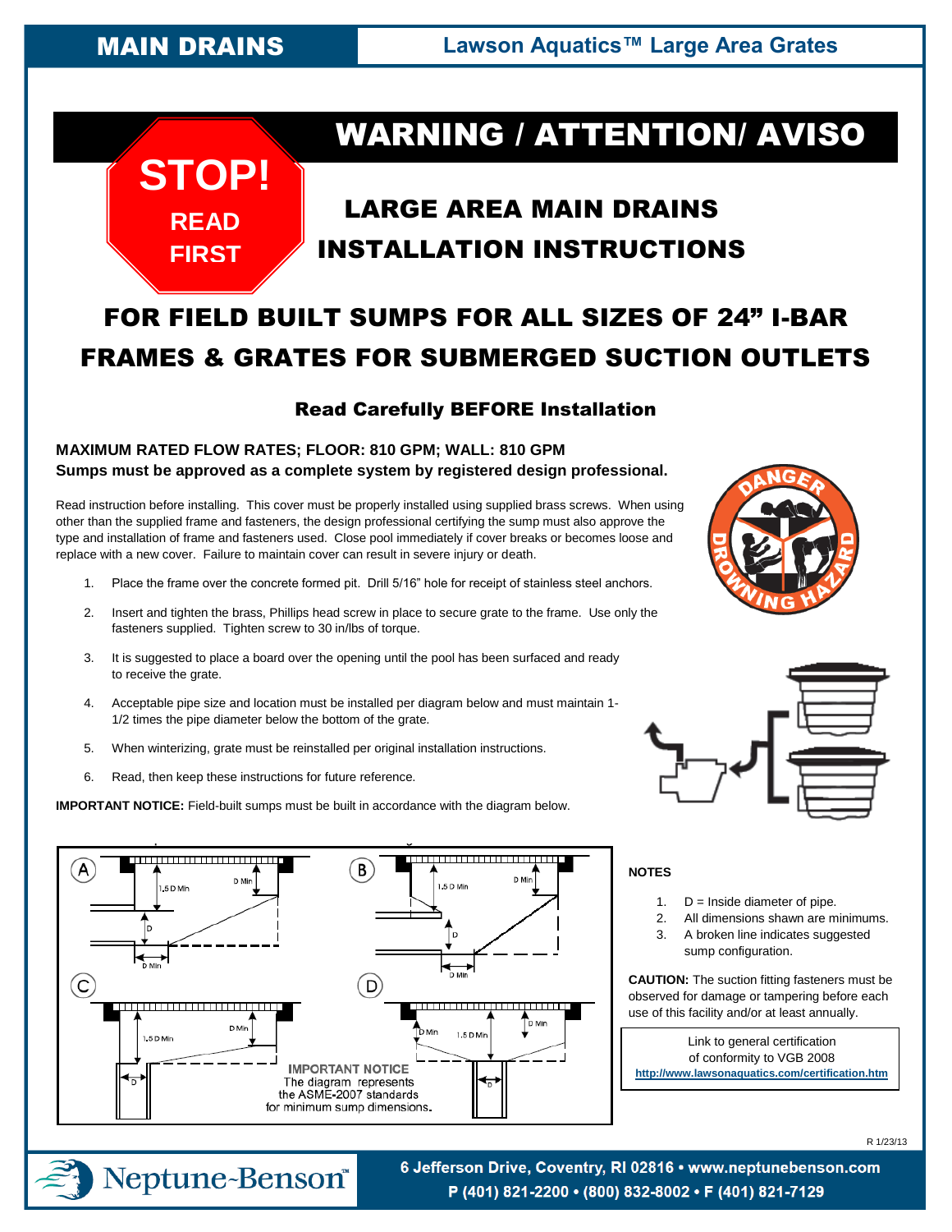**MAIN DRAINS** | **Lawson Aquatics™ Large Area Grates**

# WARNING / ATTENTION/ AVISO

**STOP! READ FIRST**

## LARGE AREA MAIN DRAINS INSTALLATION INSTRUCTIONS

## FOR FIELD BUILT SUMPS FOR ALL SIZES OF 24" I-BAR FRAMES & GRATES FOR SUBMERGED SUCTION OUTLETS

### Read Carefully BEFORE Installation

**MAXIMUM RATED FLOW RATES; FLOOR: 810 GPM; WALL: 810 GPM**
**Sumps must be approved as a complete system by registered design professional.**

Read instruction before installing. This cover must be properly installed using supplied brass screws. When using other than the supplied frame and fasteners, the design professional certifying the sump must also approve the type and installation of frame and fasteners used. Close pool immediately if cover breaks or becomes loose and replace with a new cover. Failure to maintain cover can result in severe injury or death.

1. Place the frame over the concrete formed pit. Drill 5/16" hole for receipt of stainless steel anchors.
2. Insert and tighten the brass, Phillips head screw in place to secure grate to the frame. Use only the fasteners supplied. Tighten screw to 30 in/lbs of torque.
3. It is suggested to place a board over the opening until the pool has been surfaced and ready to receive the grate.
4. Acceptable pipe size and location must be installed per diagram below and must maintain 1-1/2 times the pipe diameter below the bottom of the grate.
5. When winterizing, grate must be reinstalled per original installation instructions.
6. Read, then keep these instructions for future reference.

**IMPORTANT NOTICE:** Field-built sumps must be built in accordance with the diagram below.

DANGER DROWNING HAZARD

IMPORTANT NOTICE
The diagram represents the ASME-2007 standards for minimum sump dimensions.

**NOTES**

1. D = Inside diameter of pipe.
2. All dimensions shawn are minimums.
3. A broken line indicates suggested sump configuration.

**CAUTION:** The suction fitting fasteners must be observed for damage or tampering before each use of this facility and/or at least annually.

Link to general certification of conformity to VGB 2008
http://www.lawsonaquatics.com/certification.htm

R 1/23/13

Neptune-Benson™
6 Jefferson Drive, Coventry, RI 02816 • www.neptunebenson.com
P (401) 821-2200 • (800) 832-8002 • F (401) 821-7129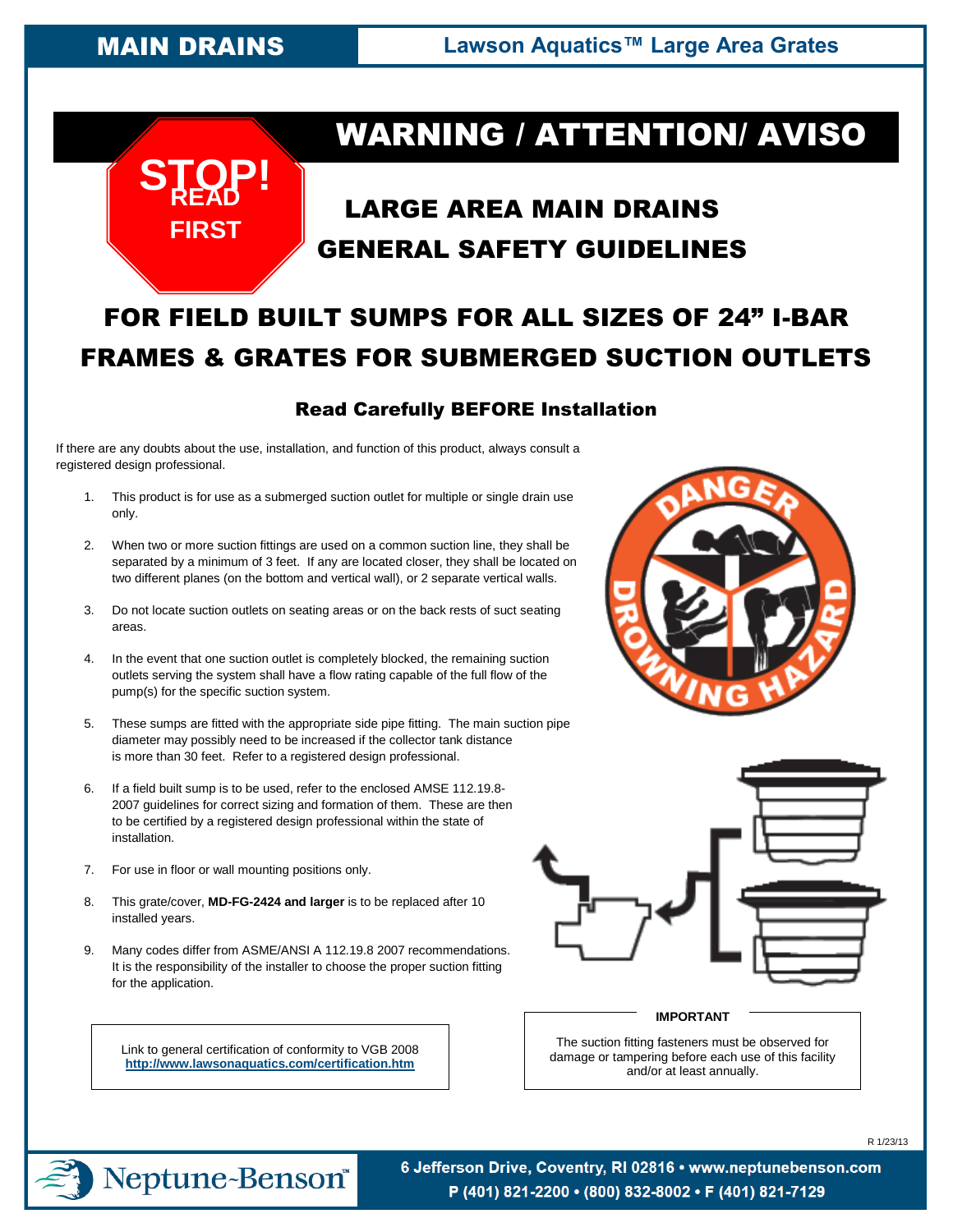**MAIN DRAINS** | **Lawson Aquatics™ Large Area Grates**

# WARNING / ATTENTION/ AVISO

**STOP! READ FIRST**

## LARGE AREA MAIN DRAINS GENERAL SAFETY GUIDELINES

## FOR FIELD BUILT SUMPS FOR ALL SIZES OF 24" I-BAR FRAMES & GRATES FOR SUBMERGED SUCTION OUTLETS

### Read Carefully BEFORE Installation

If there are any doubts about the use, installation, and function of this product, always consult a registered design professional.

1. This product is for use as a submerged suction outlet for multiple or single drain use only.
2. When two or more suction fittings are used on a common suction line, they shall be separated by a minimum of 3 feet. If any are located closer, they shall be located on two different planes (on the bottom and vertical wall), or 2 separate vertical walls.
3. Do not locate suction outlets on seating areas or on the back rests of suct seating areas.
4. In the event that one suction outlet is completely blocked, the remaining suction outlets serving the system shall have a flow rating capable of the full flow of the pump(s) for the specific suction system.
5. These sumps are fitted with the appropriate side pipe fitting. The main suction pipe diameter may possibly need to be increased if the collector tank distance is more than 30 feet. Refer to a registered design professional.
6. If a field built sump is to be used, refer to the enclosed AMSE 112.19.8-2007 guidelines for correct sizing and formation of them. These are then to be certified by a registered design professional within the state of installation.
7. For use in floor or wall mounting positions only.
8. This grate/cover, **MD-FG-2424 and larger** is to be replaced after 10 installed years.
9. Many codes differ from ASME/ANSI A 112.19.8 2007 recommendations. It is the responsibility of the installer to choose the proper suction fitting for the application.

DANGER DROWNING HAZARD

Link to general certification of conformity to VGB 2008
http://www.lawsonaquatics.com/certification.htm

**IMPORTANT**

The suction fitting fasteners must be observed for damage or tampering before each use of this facility and/or at least annually.

R 1/23/13

Neptune-Benson™

6 Jefferson Drive, Coventry, RI 02816 • www.neptunebenson.com
P (401) 821-2200 • (800) 832-8002 • F (401) 821-7129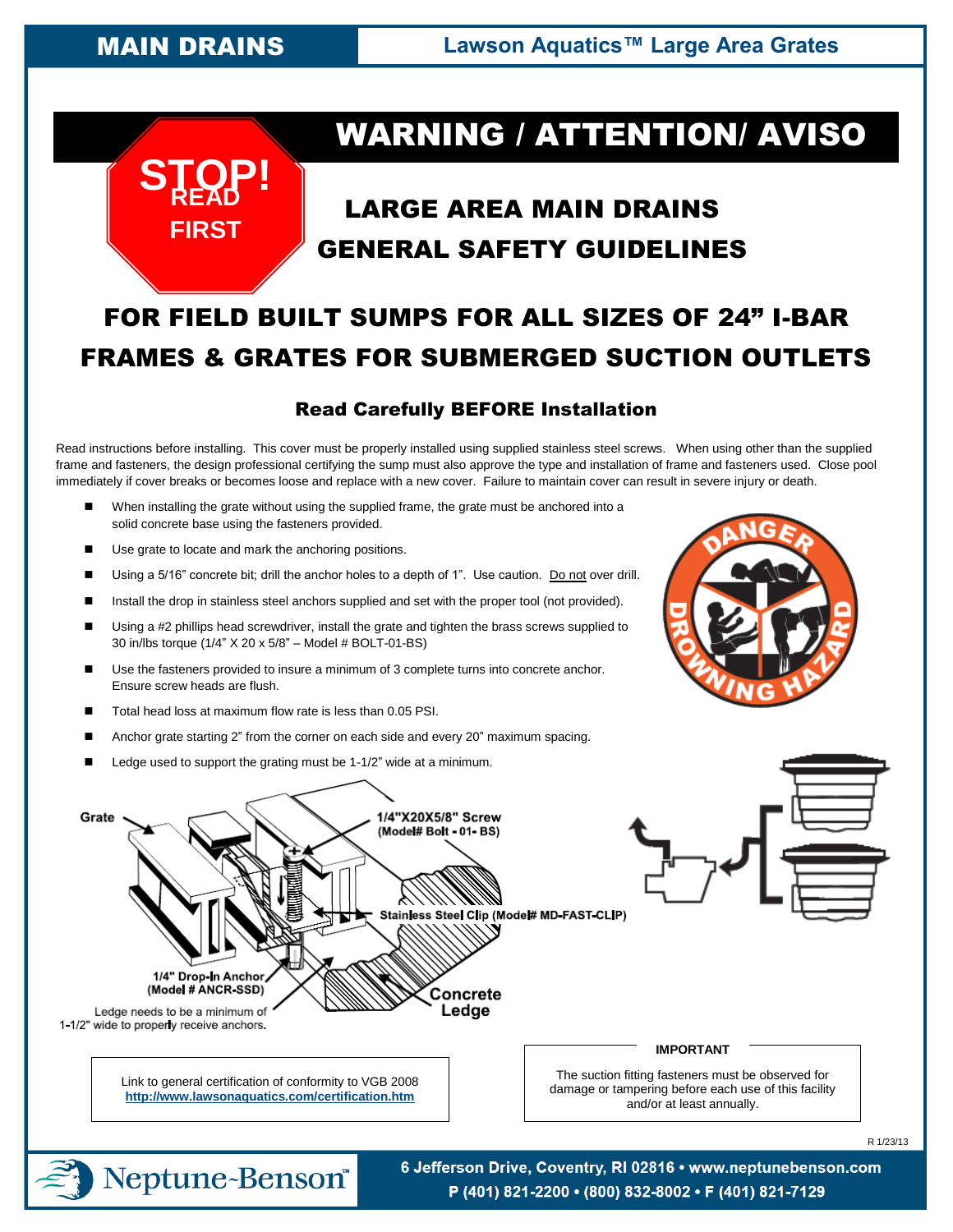MAIN DRAINS

Lawson Aquatics™ Large Area Grates

# WARNING / ATTENTION/ AVISO

STOP! READ FIRST

## LARGE AREA MAIN DRAINS GENERAL SAFETY GUIDELINES

## FOR FIELD BUILT SUMPS FOR ALL SIZES OF 24" I-BAR FRAMES & GRATES FOR SUBMERGED SUCTION OUTLETS

### Read Carefully BEFORE Installation

Read instructions before installing. This cover must be properly installed using supplied stainless steel screws. When using other than the supplied frame and fasteners, the design professional certifying the sump must also approve the type and installation of frame and fasteners used. Close pool immediately if cover breaks or becomes loose and replace with a new cover. Failure to maintain cover can result in severe injury or death.

- When installing the grate without using the supplied frame, the grate must be anchored into a solid concrete base using the fasteners provided.
- Use grate to locate and mark the anchoring positions.
- Using a 5/16" concrete bit; drill the anchor holes to a depth of 1". Use caution. Do not over drill.
- Install the drop in stainless steel anchors supplied and set with the proper tool (not provided).
- Using a #2 phillips head screwdriver, install the grate and tighten the brass screws supplied to 30 in/lbs torque (1/4" X 20 x 5/8" – Model # BOLT-01-BS)
- Use the fasteners provided to insure a minimum of 3 complete turns into concrete anchor. Ensure screw heads are flush.
- Total head loss at maximum flow rate is less than 0.05 PSI.
- Anchor grate starting 2" from the corner on each side and every 20" maximum spacing.
- Ledge used to support the grating must be 1-1/2" wide at a minimum.

DANGER DROWNING HAZARD

Grate

1/4"X20X5/8" Screw (Model# Bolt - 01- BS)

Stainless Steel Clip (Model# MD-FAST-CLIP)

1/4" Drop-In Anchor (Model # ANCR-SSD)

Concrete Ledge

Ledge needs to be a minimum of 1-1/2" wide to properly receive anchors.

Link to general certification of conformity to VGB 2008
http://www.lawsonaquatics.com/certification.htm

**IMPORTANT**

The suction fitting fasteners must be observed for damage or tampering before each use of this facility and/or at least annually.

R 1/23/13

Neptune-Benson™

6 Jefferson Drive, Coventry, RI 02816 • www.neptunebenson.com
P (401) 821-2200 • (800) 832-8002 • F (401) 821-7129